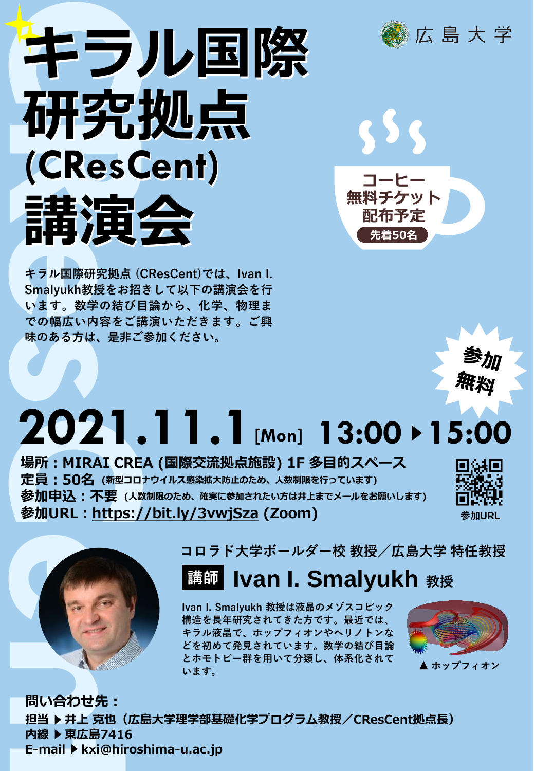# キラル国際研究拠点 (CResCent) 講演会

広島大学

コーヒー無料チケット配布予定
先着50名

キラル国際研究拠点 (CResCent)では、Ivan I. Smalyukh教授をお招きして以下の講演会を行います。数学の結び目論から、化学、物理までの幅広い内容をご講演いただきます。ご興味のある方は、是非ご参加ください。

参加無料

## 2021.11.1 [Mon] 13:00 ▸ 15:00

**場所：** MIRAI CREA (国際交流拠点施設) 1F 多目的スペース
**定員：** 50名 (新型コロナウイルス感染拡大防止のため、人数制限を行っています)
**参加申込：** 不要 (人数制限のため、確実に参加されたい方は井上までメールをお願いします)
**参加URL：** https://bit.ly/3vwjSza (Zoom)

参加URL

コロラド大学ボールダー校 教授／広島大学 特任教授

### 講師 Ivan I. Smalyukh 教授

Ivan I. Smalyukh 教授は液晶のメゾスコピック構造を長年研究されてきた方です。最近では、キラル液晶で、ホップフィオンやヘリノトンなどを初めて発見されています。数学の結び目論とホモトピー群を用いて分類し、体系化されています。

▲ ホップフィオン

**問い合わせ先：**
担当 ▸ 井上 克也（広島大学理学部基礎化学プログラム教授／CResCent拠点長）
内線 ▸ 東広島7416
E-mail ▸ kxi@hiroshima-u.ac.jp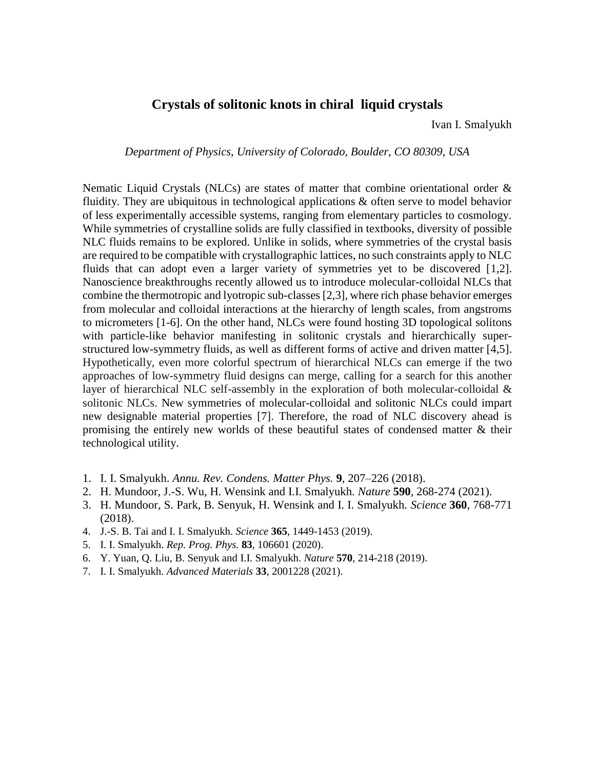## Crystals of solitonic knots in chiral liquid crystals

Ivan I. Smalyukh

*Department of Physics, University of Colorado, Boulder, CO 80309, USA*

Nematic Liquid Crystals (NLCs) are states of matter that combine orientational order & fluidity. They are ubiquitous in technological applications & often serve to model behavior of less experimentally accessible systems, ranging from elementary particles to cosmology. While symmetries of crystalline solids are fully classified in textbooks, diversity of possible NLC fluids remains to be explored. Unlike in solids, where symmetries of the crystal basis are required to be compatible with crystallographic lattices, no such constraints apply to NLC fluids that can adopt even a larger variety of symmetries yet to be discovered [1,2]. Nanoscience breakthroughs recently allowed us to introduce molecular-colloidal NLCs that combine the thermotropic and lyotropic sub-classes [2,3], where rich phase behavior emerges from molecular and colloidal interactions at the hierarchy of length scales, from angstroms to micrometers [1-6]. On the other hand, NLCs were found hosting 3D topological solitons with particle-like behavior manifesting in solitonic crystals and hierarchically super-structured low-symmetry fluids, as well as different forms of active and driven matter [4,5]. Hypothetically, even more colorful spectrum of hierarchical NLCs can emerge if the two approaches of low-symmetry fluid designs can merge, calling for a search for this another layer of hierarchical NLC self-assembly in the exploration of both molecular-colloidal & solitonic NLCs. New symmetries of molecular-colloidal and solitonic NLCs could impart new designable material properties [7]. Therefore, the road of NLC discovery ahead is promising the entirely new worlds of these beautiful states of condensed matter & their technological utility.

1. I. I. Smalyukh. *Annu. Rev. Condens. Matter Phys.* **9**, 207–226 (2018).
2. H. Mundoor, J.-S. Wu, H. Wensink and I.I. Smalyukh. *Nature* **590**, 268-274 (2021).
3. H. Mundoor, S. Park, B. Senyuk, H. Wensink and I. I. Smalyukh. *Science* **360**, 768-771 (2018).
4. J.-S. B. Tai and I. I. Smalyukh. *Science* **365**, 1449-1453 (2019).
5. I. I. Smalyukh. *Rep. Prog. Phys.* **83**, 106601 (2020).
6. Y. Yuan, Q. Liu, B. Senyuk and I.I. Smalyukh. *Nature* **570**, 214-218 (2019).
7. I. I. Smalyukh. *Advanced Materials* **33**, 2001228 (2021).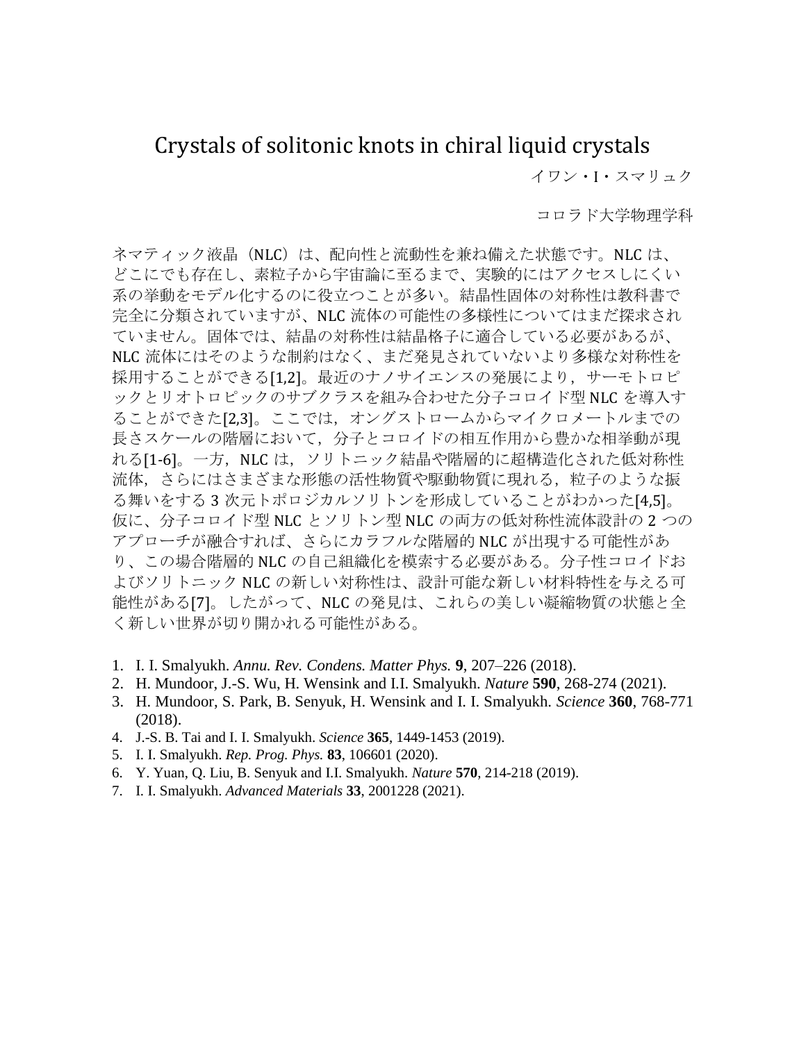# Crystals of solitonic knots in chiral liquid crystals

イワン・I・スマリュク

コロラド大学物理学科

ネマティック液晶（NLC）は、配向性と流動性を兼ね備えた状態です。NLC は、どこにでも存在し、素粒子から宇宙論に至るまで、実験的にはアクセスしにくい系の挙動をモデル化するのに役立つことが多い。結晶性固体の対称性は教科書で完全に分類されていますが、NLC 流体の可能性の多様性についてはまだ探求されていません。固体では、結晶の対称性は結晶格子に適合している必要があるが、NLC 流体にはそのような制約はなく、まだ発見されていないより多様な対称性を採用することができる[1,2]。最近のナノサイエンスの発展により，サーモトロピックとリオトロピックのサブクラスを組み合わせた分子コロイド型 NLC を導入することができた[2,3]。ここでは，オングストロームからマイクロメートルまでの長さスケールの階層において，分子とコロイドの相互作用から豊かな相挙動が現れる[1-6]。一方，NLC は，ソリトニック結晶や階層的に超構造化された低対称性流体，さらにはさまざまな形態の活性物質や駆動物質に現れる，粒子のような振る舞いをする 3 次元トポロジカルソリトンを形成していることがわかった[4,5]。仮に、分子コロイド型 NLC とソリトン型 NLC の両方の低対称性流体設計の 2 つのアプローチが融合すれば、さらにカラフルな階層的 NLC が出現する可能性があり、この場合階層的 NLC の自己組織化を模索する必要がある。分子性コロイドおよびソリトニック NLC の新しい対称性は、設計可能な新しい材料特性を与える可能性がある[7]。したがって、NLC の発見は、これらの美しい凝縮物質の状態と全く新しい世界が切り開かれる可能性がある。

1. I. I. Smalyukh. *Annu. Rev. Condens. Matter Phys.* **9**, 207–226 (2018).
2. H. Mundoor, J.-S. Wu, H. Wensink and I.I. Smalyukh. *Nature* **590**, 268-274 (2021).
3. H. Mundoor, S. Park, B. Senyuk, H. Wensink and I. I. Smalyukh. *Science* **360**, 768-771 (2018).
4. J.-S. B. Tai and I. I. Smalyukh. *Science* **365**, 1449-1453 (2019).
5. I. I. Smalyukh. *Rep. Prog. Phys.* **83**, 106601 (2020).
6. Y. Yuan, Q. Liu, B. Senyuk and I.I. Smalyukh. *Nature* **570**, 214-218 (2019).
7. I. I. Smalyukh. *Advanced Materials* **33**, 2001228 (2021).